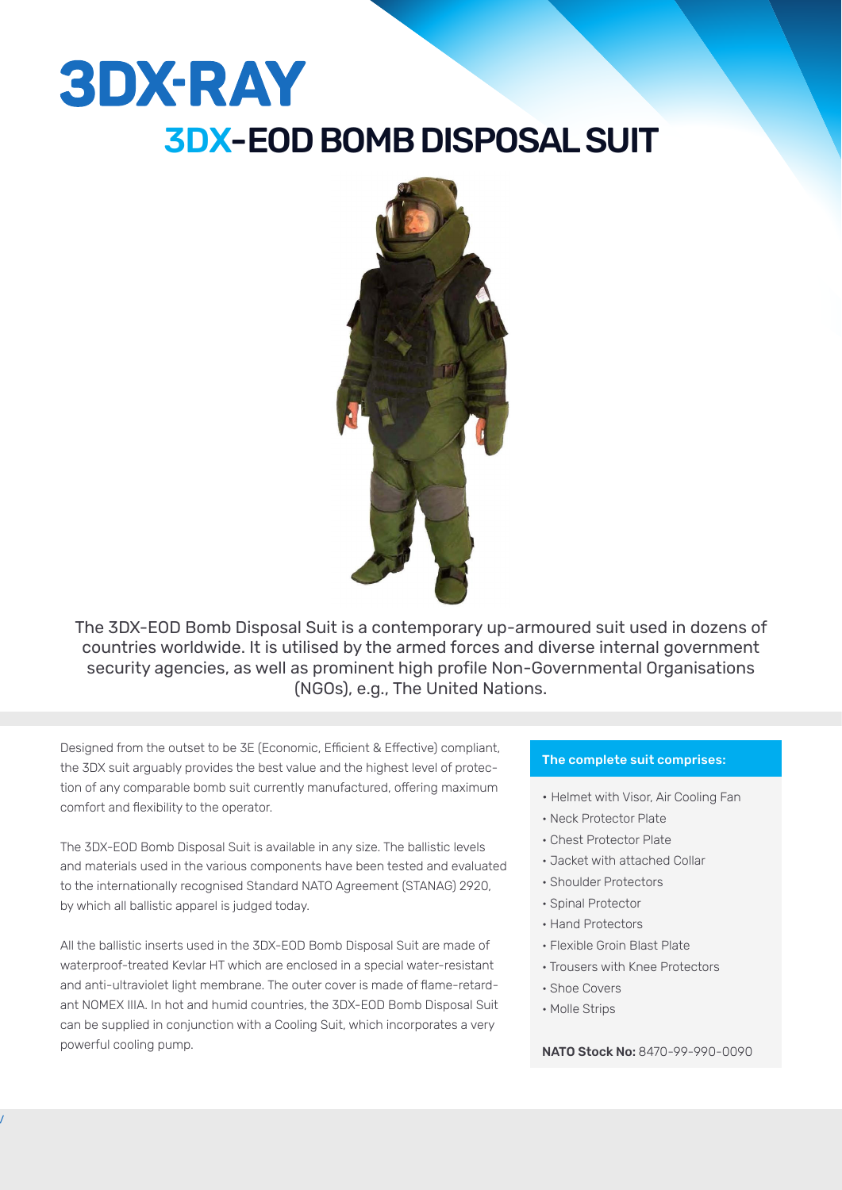# 3DX-RAY

## 3DX-EOD BOMB DISPOSAL SUIT

The 3DX-EOD Bomb Disposal Suit is a contemporary up-armoured suit used in dozens of countries worldwide. It is utilised by the armed forces and diverse internal government security agencies, as well as prominent high profile Non-Governmental Organisations (NGOs), e.g., The United Nations.

Designed from the outset to be 3E (Economic, Efficient & Effective) compliant, the 3DX suit arguably provides the best value and the highest level of protection of any comparable bomb suit currently manufactured, offering maximum comfort and flexibility to the operator.

The 3DX-EOD Bomb Disposal Suit is available in any size. The ballistic levels and materials used in the various components have been tested and evaluated to the internationally recognised Standard NATO Agreement (STANAG) 2920, by which all ballistic apparel is judged today.

All the ballistic inserts used in the 3DX-EOD Bomb Disposal Suit are made of waterproof-treated Kevlar HT which are enclosed in a special water-resistant and anti-ultraviolet light membrane. The outer cover is made of flame-retardant NOMEX IIIA. In hot and humid countries, the 3DX-EOD Bomb Disposal Suit can be supplied in conjunction with a Cooling Suit, which incorporates a very powerful cooling pump.

**The complete suit comprises:**

- Helmet with Visor, Air Cooling Fan
- Neck Protector Plate
- Chest Protector Plate
- Jacket with attached Collar
- Shoulder Protectors
- Spinal Protector
- Hand Protectors
- Flexible Groin Blast Plate
- Trousers with Knee Protectors
- Shoe Covers
- Molle Strips

**NATO Stock No:** 8470-99-990-0090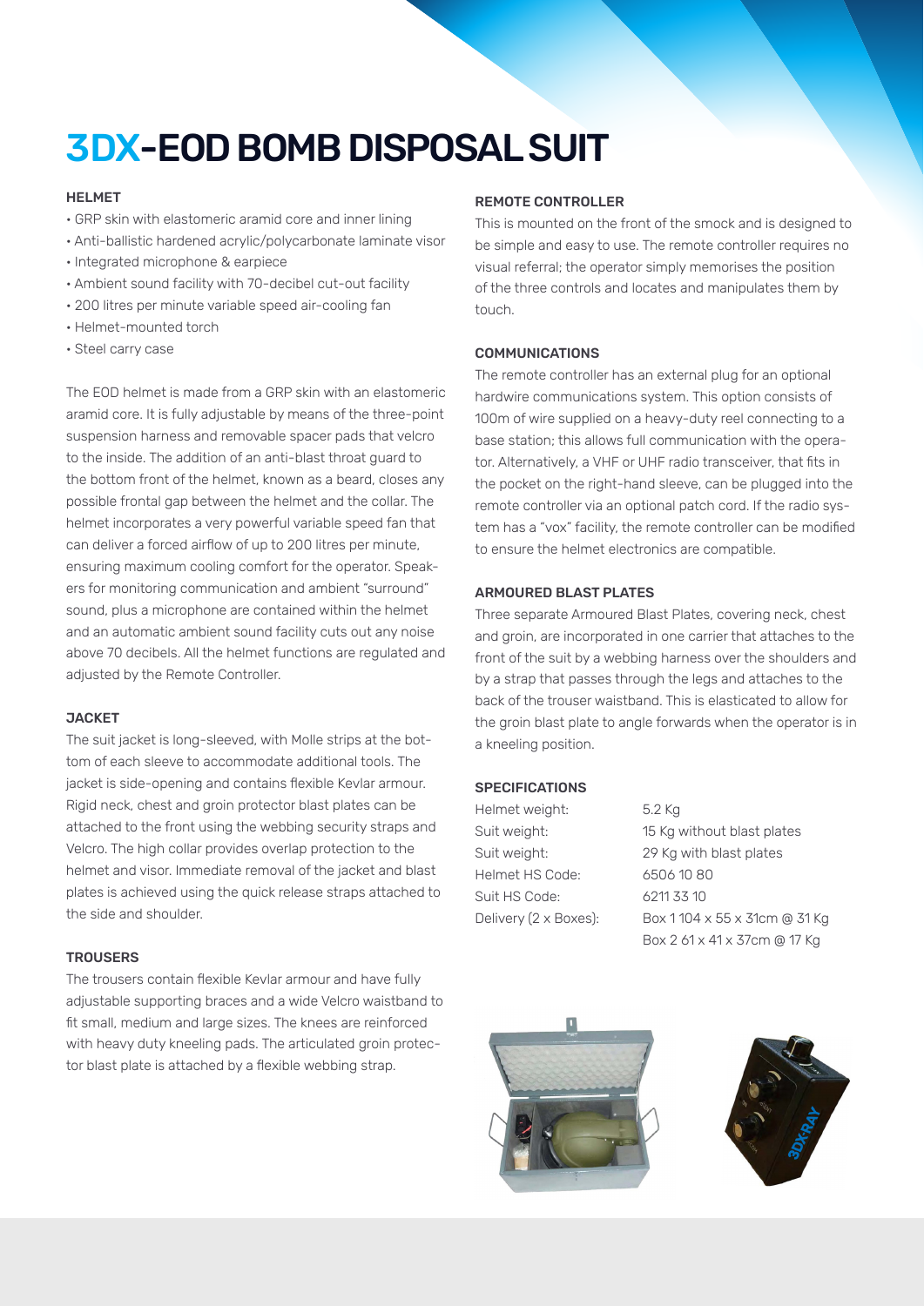# 3DX-EOD BOMB DISPOSAL SUIT

### HELMET

- GRP skin with elastomeric aramid core and inner lining
- Anti-ballistic hardened acrylic/polycarbonate laminate visor
- Integrated microphone & earpiece
- Ambient sound facility with 70-decibel cut-out facility
- 200 litres per minute variable speed air-cooling fan
- Helmet-mounted torch
- Steel carry case

The EOD helmet is made from a GRP skin with an elastomeric aramid core. It is fully adjustable by means of the three-point suspension harness and removable spacer pads that velcro to the inside. The addition of an anti-blast throat guard to the bottom front of the helmet, known as a beard, closes any possible frontal gap between the helmet and the collar. The helmet incorporates a very powerful variable speed fan that can deliver a forced airflow of up to 200 litres per minute, ensuring maximum cooling comfort for the operator. Speakers for monitoring communication and ambient "surround" sound, plus a microphone are contained within the helmet and an automatic ambient sound facility cuts out any noise above 70 decibels. All the helmet functions are regulated and adjusted by the Remote Controller.

### JACKET

The suit jacket is long-sleeved, with Molle strips at the bottom of each sleeve to accommodate additional tools. The jacket is side-opening and contains flexible Kevlar armour. Rigid neck, chest and groin protector blast plates can be attached to the front using the webbing security straps and Velcro. The high collar provides overlap protection to the helmet and visor. Immediate removal of the jacket and blast plates is achieved using the quick release straps attached to the side and shoulder.

### TROUSERS

The trousers contain flexible Kevlar armour and have fully adjustable supporting braces and a wide Velcro waistband to fit small, medium and large sizes. The knees are reinforced with heavy duty kneeling pads. The articulated groin protector blast plate is attached by a flexible webbing strap.

### REMOTE CONTROLLER

This is mounted on the front of the smock and is designed to be simple and easy to use. The remote controller requires no visual referral; the operator simply memorises the position of the three controls and locates and manipulates them by touch.

### COMMUNICATIONS

The remote controller has an external plug for an optional hardwire communications system. This option consists of 100m of wire supplied on a heavy-duty reel connecting to a base station; this allows full communication with the operator. Alternatively, a VHF or UHF radio transceiver, that fits in the pocket on the right-hand sleeve, can be plugged into the remote controller via an optional patch cord. If the radio system has a "vox" facility, the remote controller can be modified to ensure the helmet electronics are compatible.

### ARMOURED BLAST PLATES

Three separate Armoured Blast Plates, covering neck, chest and groin, are incorporated in one carrier that attaches to the front of the suit by a webbing harness over the shoulders and by a strap that passes through the legs and attaches to the back of the trouser waistband. This is elasticated to allow for the groin blast plate to angle forwards when the operator is in a kneeling position.

### SPECIFICATIONS

| | |
|---|---|
| Helmet weight: | 5.2 Kg |
| Suit weight: | 15 Kg without blast plates |
| Suit weight: | 29 Kg with blast plates |
| Helmet HS Code: | 6506 10 80 |
| Suit HS Code: | 6211 33 10 |
| Delivery (2 x Boxes): | Box 1 104 x 55 x 31cm @ 31 Kg<br>Box 2 61 x 41 x 37cm @ 17 Kg |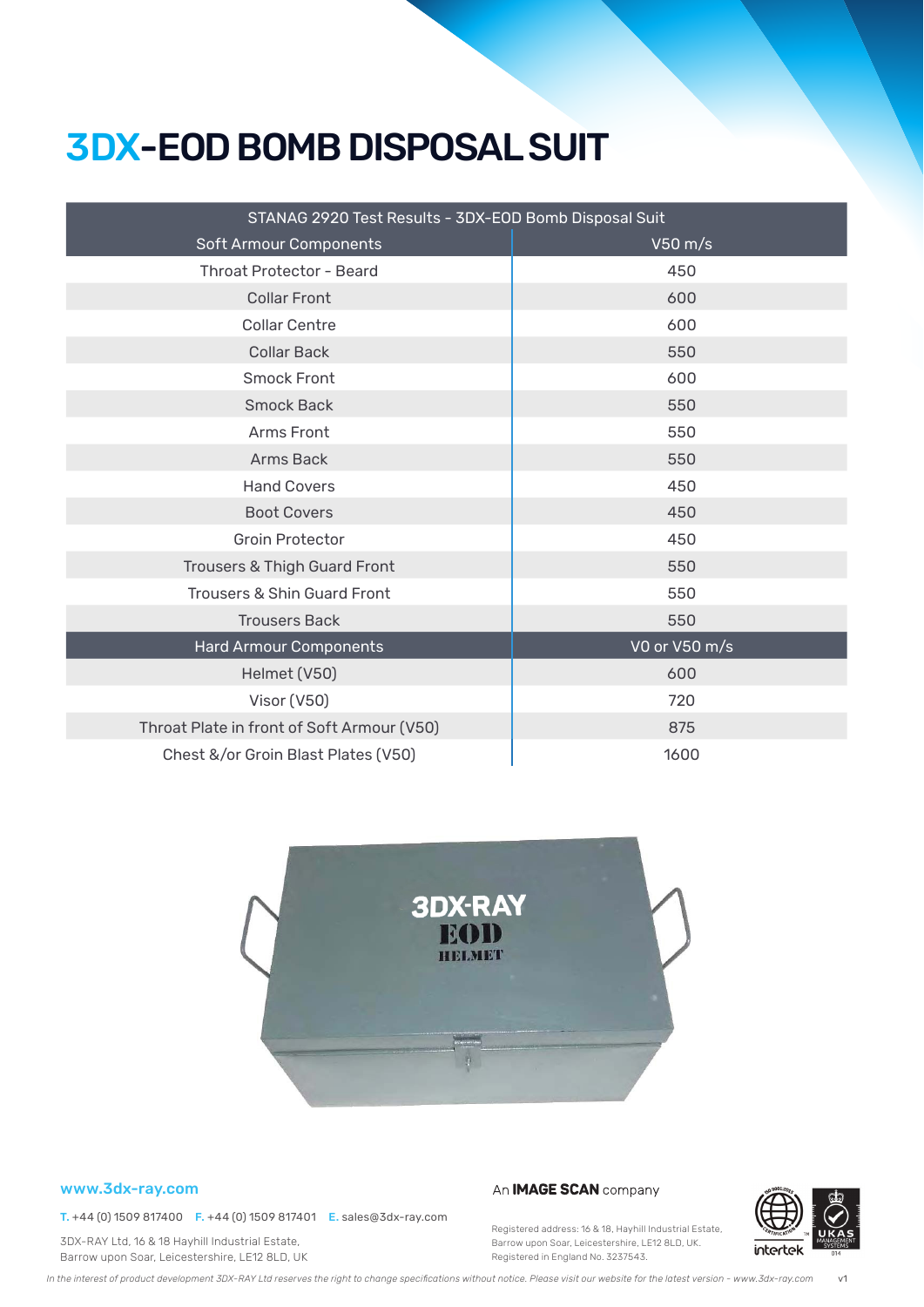# 3DX-EOD BOMB DISPOSAL SUIT

| STANAG 2920 Test Results - 3DX-EOD Bomb Disposal Suit | |
|---|---|
| Soft Armour Components | V50 m/s |
| Throat Protector - Beard | 450 |
| Collar Front | 600 |
| Collar Centre | 600 |
| Collar Back | 550 |
| Smock Front | 600 |
| Smock Back | 550 |
| Arms Front | 550 |
| Arms Back | 550 |
| Hand Covers | 450 |
| Boot Covers | 450 |
| Groin Protector | 450 |
| Trousers & Thigh Guard Front | 550 |
| Trousers & Shin Guard Front | 550 |
| Trousers Back | 550 |
| Hard Armour Components | V0 or V50 m/s |
| Helmet (V50) | 600 |
| Visor (V50) | 720 |
| Throat Plate in front of Soft Armour (V50) | 875 |
| Chest &/or Groin Blast Plates (V50) | 1600 |

3DX-RAY
EOD
HELMET

**www.3dx-ray.com**

**T.** +44 (0) 1509 817400 **F.** +44 (0) 1509 817401 **E.** sales@3dx-ray.com

3DX-RAY Ltd, 16 & 18 Hayhill Industrial Estate,
Barrow upon Soar, Leicestershire, LE12 8LD, UK

An **IMAGE SCAN** company

Registered address: 16 & 18, Hayhill Industrial Estate,
Barrow upon Soar, Leicestershire, LE12 8LD, UK.
Registered in England No. 3237543.

*In the interest of product development 3DX-RAY Ltd reserves the right to change specifications without notice. Please visit our website for the latest version - www.3dx-ray.com*

v1